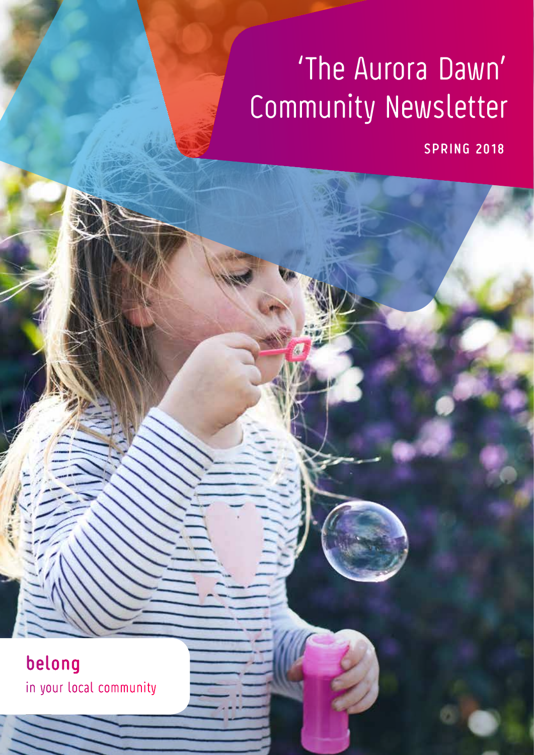# 'The Aurora Dawn' Community Newsletter

**SPRING 2018**

**belong**

in your local community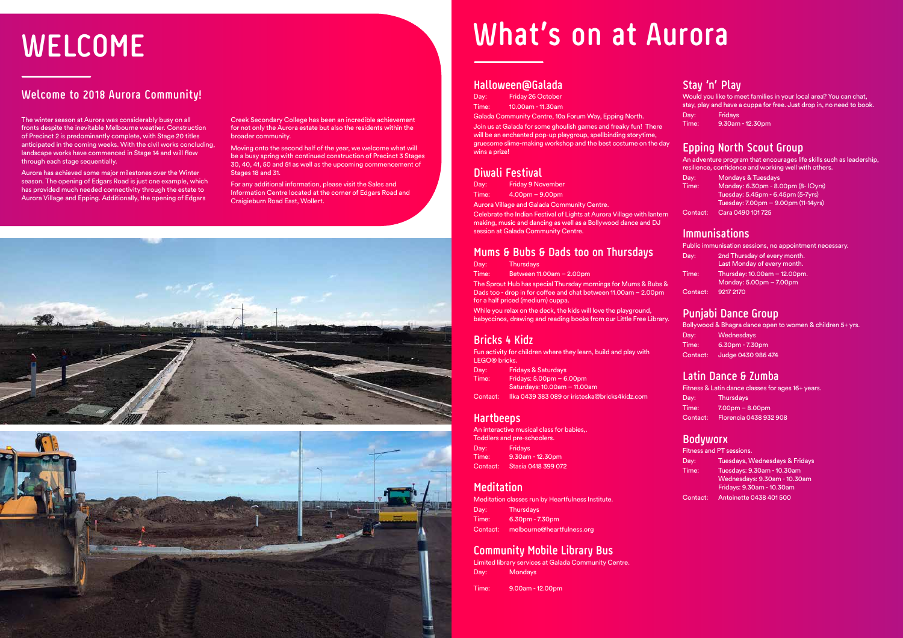# WELCOME

## Welcome to 2018 Aurora Community!

The winter season at Aurora was considerably busy on all fronts despite the inevitable Melbourne weather. Construction of Precinct 2 is predominantly complete, with Stage 20 titles anticipated in the coming weeks. With the civil works concluding, landscape works have commenced in Stage 14 and will flow through each stage sequentially.

Aurora has achieved some major milestones over the Winter season. The opening of Edgars Road is just one example, which has provided much needed connectivity through the estate to Aurora Village and Epping. Additionally, the opening of Edgars Creek Secondary College has been an incredible achievement for not only the Aurora estate but also the residents within the broader community.

Moving onto the second half of the year, we welcome what will be a busy spring with continued construction of Precinct 3 Stages 30, 40, 41, 50 and 51 as well as the upcoming commencement of Stages 18 and 31.

For any additional information, please visit the Sales and Information Centre located at the corner of Edgars Road and Craigieburn Road East, Wollert.

# What's on at Aurora

## Halloween@Galada

Day: Friday 26 October
Time: 10.00am - 11.30am

Galada Community Centre, 10a Forum Way, Epping North.

Join us at Galada for some ghoulish games and freaky fun! There will be an enchanted pop-up playgroup, spellbinding storytime, gruesome slime-making workshop and the best costume on the day wins a prize!

## Diwali Festival

Day: Friday 9 November
Time: 4.00pm – 9.00pm

Aurora Village and Galada Community Centre.

Celebrate the Indian Festival of Lights at Aurora Village with lantern making, music and dancing as well as a Bollywood dance and DJ session at Galada Community Centre.

## Mums & Bubs & Dads too on Thursdays

Day: Thursdays
Time: Between 11.00am – 2.00pm

The Sprout Hub has special Thursday mornings for Mums & Bubs & Dads too - drop in for coffee and chat between 11.00am – 2.00pm for a half priced (medium) cuppa.

While you relax on the deck, the kids will love the playground, babyccinos, drawing and reading books from our Little Free Library.

## Bricks 4 Kidz

Fun activity for children where they learn, build and play with LEGO® bricks.

Day: Fridays & Saturdays
Time: Fridays: 5.00pm – 6.00pm
Saturdays: 10.00am – 11.00am
Contact: Ilka 0439 383 089 or iristeska@bricks4kidz.com

## Hartbeeps

An interactive musical class for babies,. Toddlers and pre-schoolers.

Day: Fridays
Time: 9.30am - 12.30pm
Contact: Stasia 0418 399 072

## Meditation

Meditation classes run by Heartfulness Institute.

Day: Thursdays
Time: 6.30pm - 7.30pm
Contact: melbourne@heartfulness.org

## Community Mobile Library Bus

Limited library services at Galada Community Centre.

Day: Mondays
Time: 9.00am - 12.00pm

## Stay 'n' Play

Would you like to meet families in your local area? You can chat, stay, play and have a cuppa for free. Just drop in, no need to book.

Day: Fridays
Time: 9.30am - 12.30pm

## Epping North Scout Group

An adventure program that encourages life skills such as leadership, resilience, confidence and working well with others.

Day: Mondays & Tuesdays
Time: Monday: 6.30pm - 8.00pm (8- lOyrs)
Tuesday: 5.45pm - 6.45pm (5-7yrs)
Tuesday: 7.00pm – 9.00pm (11-14yrs)
Contact: Cara 0490 101 725

## Immunisations

Public immunisation sessions, no appointment necessary.

Day: 2nd Thursday of every month.
Last Monday of every month.
Time: Thursday: 10.00am – 12.00pm.
Monday: 5.00pm – 7.00pm
Contact: 9217 2170

## Punjabi Dance Group

Bollywood & Bhagra dance open to women & children 5+ yrs.

Day: Wednesdays
Time: 6.30pm - 7.30pm
Contact: Judge 0430 986 474

## Latin Dance & Zumba

Fitness & Latin dance classes for ages 16+ years.

Day: Thursdays
Time: 7.00pm – 8.00pm
Contact: Florencia 0438 932 908

## Bodyworx

Fitness and PT sessions.

Day: Tuesdays, Wednesdays & Fridays
Time: Tuesdays: 9.30am - 10.30am
Wednesdays: 9.30am - 10.30am
Fridays: 9.30am - 10.30am
Contact: Antoinette 0438 401 500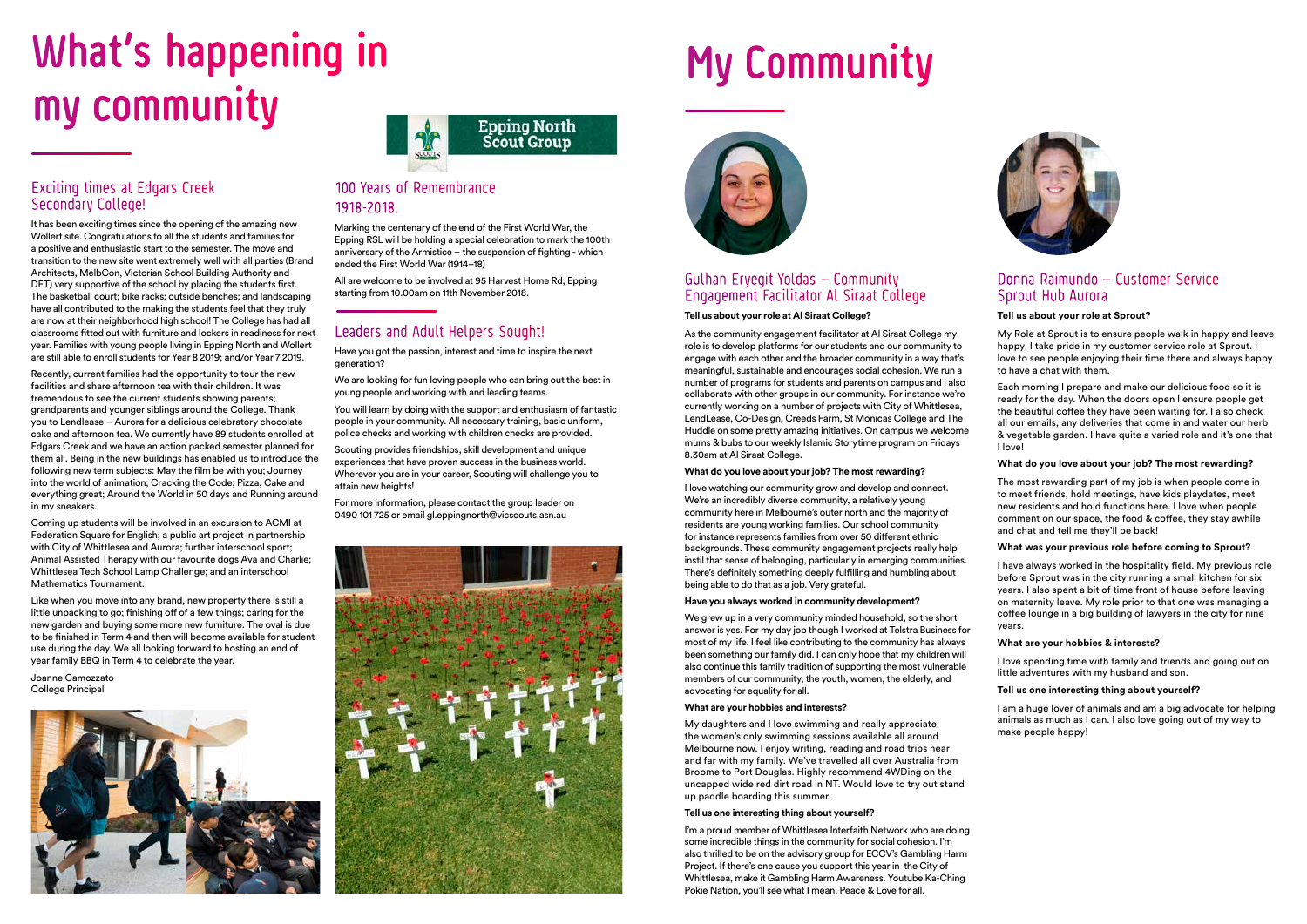# What's happening in my community

## Exciting times at Edgars Creek Secondary College!

It has been exciting times since the opening of the amazing new Wollert site. Congratulations to all the students and families for a positive and enthusiastic start to the semester. The move and transition to the new site went extremely well with all parties (Brand Architects, MelbCon, Victorian School Building Authority and DET) very supportive of the school by placing the students first. The basketball court; bike racks; outside benches; and landscaping have all contributed to the making the students feel that they truly are now at their neighborhood high school! The College has had all classrooms fitted out with furniture and lockers in readiness for next year. Families with young people living in Epping North and Wollert are still able to enroll students for Year 8 2019; and/or Year 7 2019.

Recently, current families had the opportunity to tour the new facilities and share afternoon tea with their children. It was tremendous to see the current students showing parents; grandparents and younger siblings around the College. Thank you to Lendlease – Aurora for a delicious celebratory chocolate cake and afternoon tea. We currently have 89 students enrolled at Edgars Creek and we have an action packed semester planned for them all. Being in the new buildings has enabled us to introduce the following new term subjects: May the film be with you; Journey into the world of animation; Cracking the Code; Pizza, Cake and everything great; Around the World in 50 days and Running around in my sneakers.

Coming up students will be involved in an excursion to ACMI at Federation Square for English; a public art project in partnership with City of Whittlesea and Aurora; further interschool sport; Animal Assisted Therapy with our favourite dogs Ava and Charlie; Whittlesea Tech School Lamp Challenge; and an interschool Mathematics Tournament.

Like when you move into any brand, new property there is still a little unpacking to go; finishing off of a few things; caring for the new garden and buying some more new furniture. The oval is due to be finished in Term 4 and then will become available for student use during the day. We all looking forward to hosting an end of year family BBQ in Term 4 to celebrate the year.

Joanne Camozzato
College Principal

Epping North Scout Group

## 100 Years of Remembrance 1918-2018.

Marking the centenary of the end of the First World War, the Epping RSL will be holding a special celebration to mark the 100th anniversary of the Armistice – the suspension of fighting - which ended the First World War (1914–18)

All are welcome to be involved at 95 Harvest Home Rd, Epping starting from 10.00am on 11th November 2018.

## Leaders and Adult Helpers Sought!

Have you got the passion, interest and time to inspire the next generation?

We are looking for fun loving people who can bring out the best in young people and working with and leading teams.

You will learn by doing with the support and enthusiasm of fantastic people in your community. All necessary training, basic uniform, police checks and working with children checks are provided.

Scouting provides friendships, skill development and unique experiences that have proven success in the business world. Wherever you are in your career, Scouting will challenge you to attain new heights!

For more information, please contact the group leader on 0490 101 725 or email gl.eppingnorth@vicscouts.asn.au

# My Community

## Gulhan Eryegit Yoldas – Community Engagement Facilitator Al Siraat College

**Tell us about your role at Al Siraat College?**

As the community engagement facilitator at Al Siraat College my role is to develop platforms for our students and our community to engage with each other and the broader community in a way that's meaningful, sustainable and encourages social cohesion. We run a number of programs for students and parents on campus and I also collaborate with other groups in our community. For instance we're currently working on a number of projects with City of Whittlesea, LendLease, Co-Design, Creeds Farm, St Monicas College and The Huddle on some pretty amazing initiatives. On campus we welcome mums & bubs to our weekly Islamic Storytime program on Fridays 8.30am at Al Siraat College.

**What do you love about your job? The most rewarding?**

I love watching our community grow and develop and connect. We're an incredibly diverse community, a relatively young community here in Melbourne's outer north and the majority of residents are young working families. Our school community for instance represents families from over 50 different ethnic backgrounds. These community engagement projects really help instil that sense of belonging, particularly in emerging communities. There's definitely something deeply fulfilling and humbling about being able to do that as a job. Very grateful.

**Have you always worked in community development?**

We grew up in a very community minded household, so the short answer is yes. For my day job though I worked at Telstra Business for most of my life. I feel like contributing to the community has always been something our family did. I can only hope that my children will also continue this family tradition of supporting the most vulnerable members of our community, the youth, women, the elderly, and advocating for equality for all.

**What are your hobbies and interests?**

My daughters and I love swimming and really appreciate the women's only swimming sessions available all around Melbourne now. I enjoy writing, reading and road trips near and far with my family. We've travelled all over Australia from Broome to Port Douglas. Highly recommend 4WDing on the uncapped wide red dirt road in NT. Would love to try out stand up paddle boarding this summer.

**Tell us one interesting thing about yourself?**

I'm a proud member of Whittlesea Interfaith Network who are doing some incredible things in the community for social cohesion. I'm also thrilled to be on the advisory group for ECCV's Gambling Harm Project. If there's one cause you support this year in the City of Whittlesea, make it Gambling Harm Awareness. Youtube Ka-Ching Pokie Nation, you'll see what I mean. Peace & Love for all.

## Donna Raimundo – Customer Service Sprout Hub Aurora

**Tell us about your role at Sprout?**

My Role at Sprout is to ensure people walk in happy and leave happy. I take pride in my customer service role at Sprout. I love to see people enjoying their time there and always happy to have a chat with them.

Each morning I prepare and make our delicious food so it is ready for the day. When the doors open I ensure people get the beautiful coffee they have been waiting for. I also check all our emails, any deliveries that come in and water our herb & vegetable garden. I have quite a varied role and it's one that I love!

**What do you love about your job? The most rewarding?**

The most rewarding part of my job is when people come in to meet friends, hold meetings, have kids playdates, meet new residents and hold functions here. I love when people comment on our space, the food & coffee, they stay awhile and chat and tell me they'll be back!

**What was your previous role before coming to Sprout?**

I have always worked in the hospitality field. My previous role before Sprout was in the city running a small kitchen for six years. I also spent a bit of time front of house before leaving on maternity leave. My role prior to that one was managing a coffee lounge in a big building of lawyers in the city for nine years.

**What are your hobbies & interests?**

I love spending time with family and friends and going out on little adventures with my husband and son.

**Tell us one interesting thing about yourself?**

I am a huge lover of animals and am a big advocate for helping animals as much as I can. I also love going out of my way to make people happy!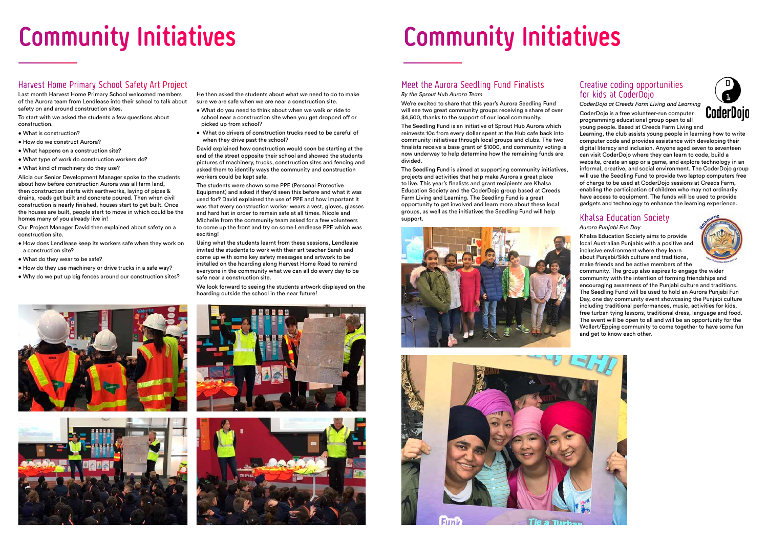# Community Initiatives

## Harvest Home Primary School Safety Art Project

Last month Harvest Home Primary School welcomed members of the Aurora team from Lendlease into their school to talk about safety on and around construction sites.

To start with we asked the students a few questions about construction.

- What is construction?
- How do we construct Aurora?
- What happens on a construction site?
- What type of work do construction workers do?
- What kind of machinery do they use?

Alicia our Senior Development Manager spoke to the students about how before construction Aurora was all farm land, then construction starts with earthworks, laying of pipes & drains, roads get built and concrete poured. Then when civil construction is nearly finished, houses start to get built. Once the houses are built, people start to move in which could be the homes many of you already live in!

Our Project Manager David then explained about safety on a construction site.

- How does Lendlease keep its workers safe when they work on a construction site?
- What do they wear to be safe?
- How do they use machinery or drive trucks in a safe way?
- Why do we put up big fences around our construction sites?

He then asked the students about what we need to do to make sure we are safe when we are near a construction site.

- What do you need to think about when we walk or ride to school near a construction site when you get dropped off or picked up from school?
- What do drivers of construction trucks need to be careful of when they drive past the school?

David explained how construction would soon be starting at the end of the street opposite their school and showed the students pictures of machinery, trucks, construction sites and fencing and asked them to identify ways the community and construction workers could be kept safe.

The students were shown some PPE (Personal Protective Equipment) and asked if they'd seen this before and what it was used for? David explained the use of PPE and how important it was that every construction worker wears a vest, gloves, glasses and hard hat in order to remain safe at all times. Nicole and Michelle from the community team asked for a few volunteers to come up the front and try on some Lendlease PPE which was exciting!

Using what the students learnt from these sessions, Lendlease invited the students to work with their art teacher Sarah and come up with some key safety messages and artwork to be installed on the hoarding along Harvest Home Road to remind everyone in the community what we can all do every day to be safe near a construction site.

We look forward to seeing the students artwork displayed on the hoarding outside the school in the near future!

# Community Initiatives

## Meet the Aurora Seedling Fund Finalists

*By the Sprout Hub Aurora Team*

We're excited to share that this year's Aurora Seedling Fund will see two great community groups receiving a share of over $4,500, thanks to the support of our local community.

The Seedling Fund is an initiative of Sprout Hub Aurora which reinvests 10c from every dollar spent at the Hub cafe back into community initiatives through local groups and clubs. The two finalists receive a base grant of $1000, and community voting is now underway to help determine how the remaining funds are divided.

The Seedling Fund is aimed at supporting community initiatives, projects and activities that help make Aurora a great place to live. This year's finalists and grant recipients are Khalsa Education Society and the CoderDojo group based at Creeds Farm Living and Learning. The Seedling Fund is a great opportunity to get involved and learn more about these local groups, as well as the initiatives the Seedling Fund will help support.

## Creative coding opportunities for kids at CoderDojo

*CoderDojo at Creeds Farm Living and Learning*

CoderDojo is a free volunteer-run computer programming educational group open to all young people. Based at Creeds Farm Living and Learning, the club assists young people in learning how to write computer code and provides assistance with developing their digital literacy and inclusion. Anyone aged seven to seventeen can visit CoderDojo where they can learn to code, build a website, create an app or a game, and explore technology in an informal, creative, and social environment. The CoderDojo group will use the Seedling Fund to provide two laptop computers free of charge to be used at CoderDojo sessions at Creeds Farm, enabling the participation of children who may not ordinarily have access to equipment. The funds will be used to provide gadgets and technology to enhance the learning experience.

## Khalsa Education Society

*Aurora Punjabi Fun Day*

Khalsa Education Society aims to provide local Australian Punjabis with a positive and inclusive environment where they learn about Punjabi/Sikh culture and traditions, make friends and be active members of the community. The group also aspires to engage the wider community with the intention of forming friendships and encouraging awareness of the Punjabi culture and traditions. The Seedling Fund will be used to hold an Aurora Punjabi Fun Day, one day community event showcasing the Punjabi culture including traditional performances, music, activities for kids, free turban tying lessons, traditional dress, language and food. The event will be open to all and will be an opportunity for the Wollert/Epping community to come together to have some fun and get to know each other.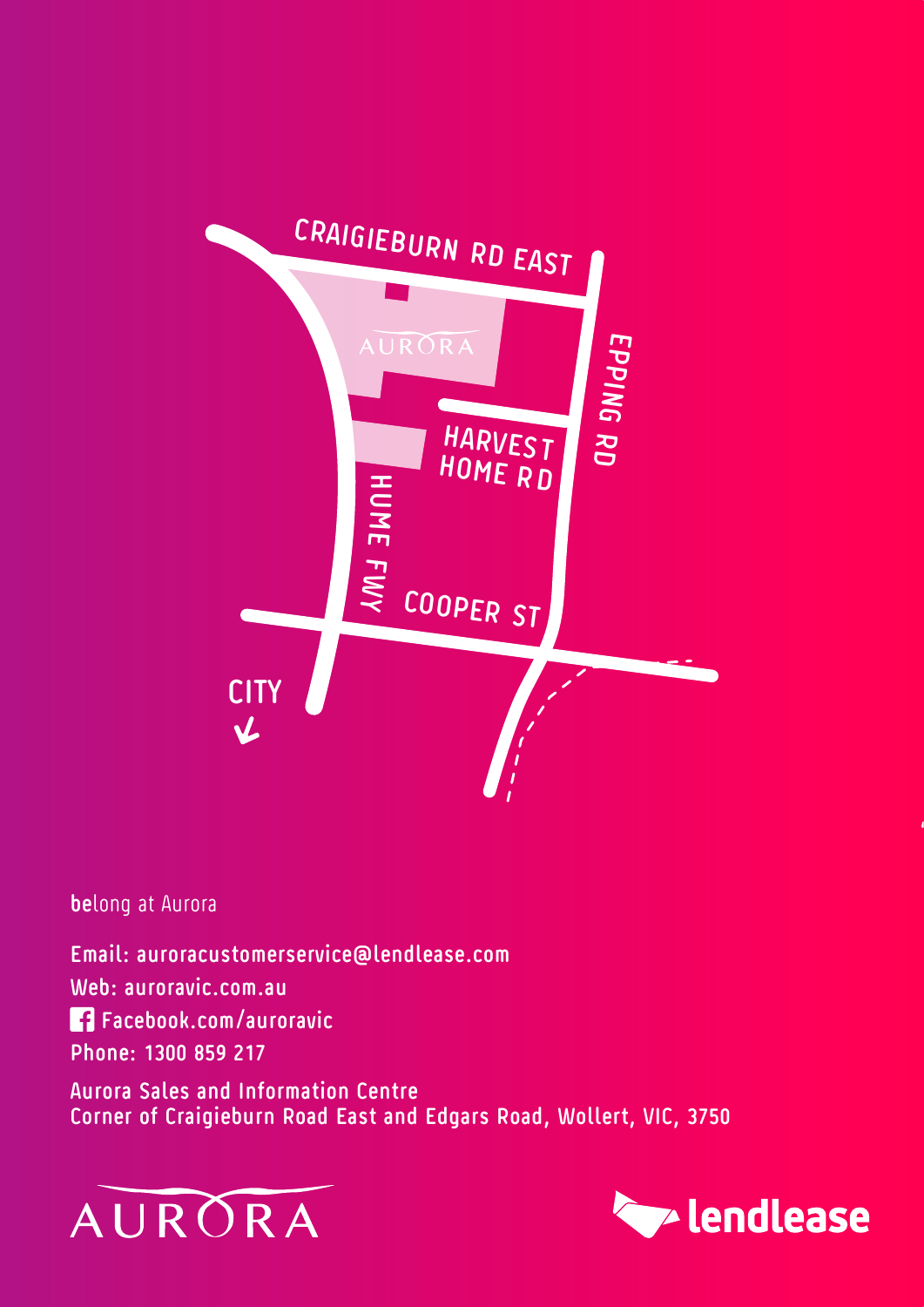CRAIGIEBURN RD EAST

AURORA

EPPING RD

HARVEST HOME RD

HUME FWY

COOPER ST

CITY

**be**long at Aurora

Email: auroracustomerservice@lendlease.com

Web: auroravic.com.au

Facebook.com/auroravic

Phone: 1300 859 217

Aurora Sales and Information Centre
Corner of Craigieburn Road East and Edgars Road, Wollert, VIC, 3750

AURORA

lendlease